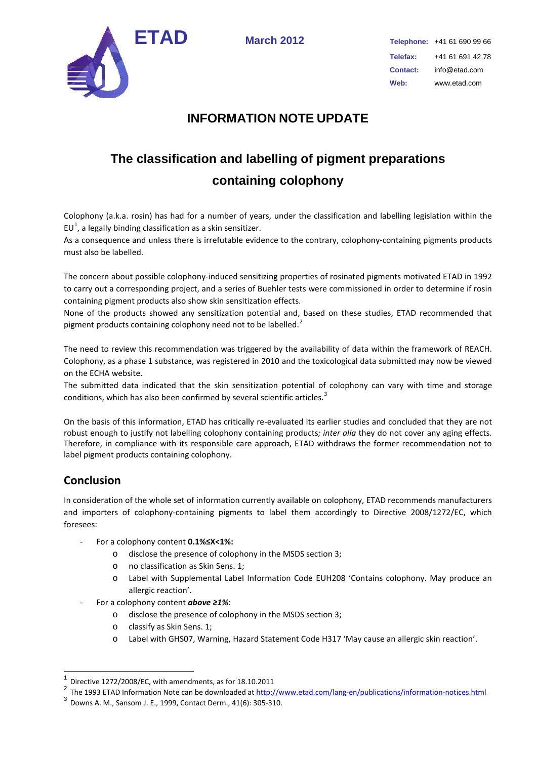ETAD

March 2012

**Telephone:** +41 61 690 99 66
**Telefax:** +41 61 691 42 78
**Contact:** info@etad.com
**Web:** www.etad.com

# INFORMATION NOTE UPDATE

## The classification and labelling of pigment preparations containing colophony

Colophony (a.k.a. rosin) has had for a number of years, under the classification and labelling legislation within the EU[1], a legally binding classification as a skin sensitizer.
As a consequence and unless there is irrefutable evidence to the contrary, colophony-containing pigments products must also be labelled.

The concern about possible colophony-induced sensitizing properties of rosinated pigments motivated ETAD in 1992 to carry out a corresponding project, and a series of Buehler tests were commissioned in order to determine if rosin containing pigment products also show skin sensitization effects.
None of the products showed any sensitization potential and, based on these studies, ETAD recommended that pigment products containing colophony need not to be labelled.[2]

The need to review this recommendation was triggered by the availability of data within the framework of REACH. Colophony, as a phase 1 substance, was registered in 2010 and the toxicological data submitted may now be viewed on the ECHA website.
The submitted data indicated that the skin sensitization potential of colophony can vary with time and storage conditions, which has also been confirmed by several scientific articles.[3]

On the basis of this information, ETAD has critically re-evaluated its earlier studies and concluded that they are not robust enough to justify not labelling colophony containing products*; inter alia* they do not cover any aging effects. Therefore, in compliance with its responsible care approach, ETAD withdraws the former recommendation not to label pigment products containing colophony.

## Conclusion

In consideration of the whole set of information currently available on colophony, ETAD recommends manufacturers and importers of colophony-containing pigments to label them accordingly to Directive 2008/1272/EC, which foresees:

- For a colophony content **0.1%≤X<1%:**
  - disclose the presence of colophony in the MSDS section 3;
  - no classification as Skin Sens. 1;
  - Label with Supplemental Label Information Code EUH208 'Contains colophony. May produce an allergic reaction'.
- For a colophony content ***above ≥1%***:
  - disclose the presence of colophony in the MSDS section 3;
  - classify as Skin Sens. 1;
  - Label with GHS07, Warning, Hazard Statement Code H317 'May cause an allergic skin reaction'.

---

[1] Directive 1272/2008/EC, with amendments, as for 18.10.2011
[2] The 1993 ETAD Information Note can be downloaded at http://www.etad.com/lang-en/publications/information-notices.html
[3] Downs A. M., Sansom J. E., 1999, Contact Derm., 41(6): 305-310.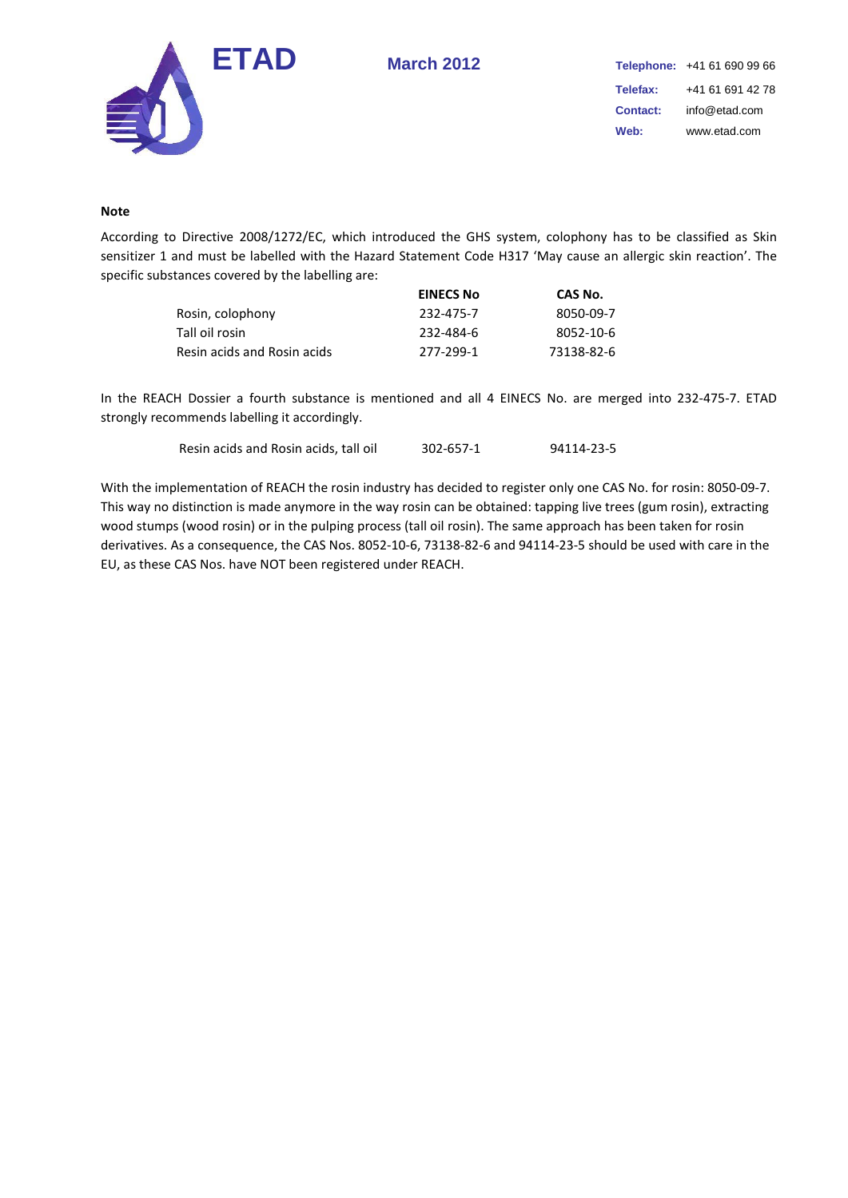**Note**

According to Directive 2008/1272/EC, which introduced the GHS system, colophony has to be classified as Skin sensitizer 1 and must be labelled with the Hazard Statement Code H317 'May cause an allergic skin reaction'. The specific substances covered by the labelling are:

| | EINECS No | CAS No. |
|---|---|---|
| Rosin, colophony | 232-475-7 | 8050-09-7 |
| Tall oil rosin | 232-484-6 | 8052-10-6 |
| Resin acids and Rosin acids | 277-299-1 | 73138-82-6 |

In the REACH Dossier a fourth substance is mentioned and all 4 EINECS No. are merged into 232-475-7. ETAD strongly recommends labelling it accordingly.

| | | |
|---|---|---|
| Resin acids and Rosin acids, tall oil | 302-657-1 | 94114-23-5 |

With the implementation of REACH the rosin industry has decided to register only one CAS No. for rosin: 8050-09-7. This way no distinction is made anymore in the way rosin can be obtained: tapping live trees (gum rosin), extracting wood stumps (wood rosin) or in the pulping process (tall oil rosin). The same approach has been taken for rosin derivatives. As a consequence, the CAS Nos. 8052-10-6, 73138-82-6 and 94114-23-5 should be used with care in the EU, as these CAS Nos. have NOT been registered under REACH.